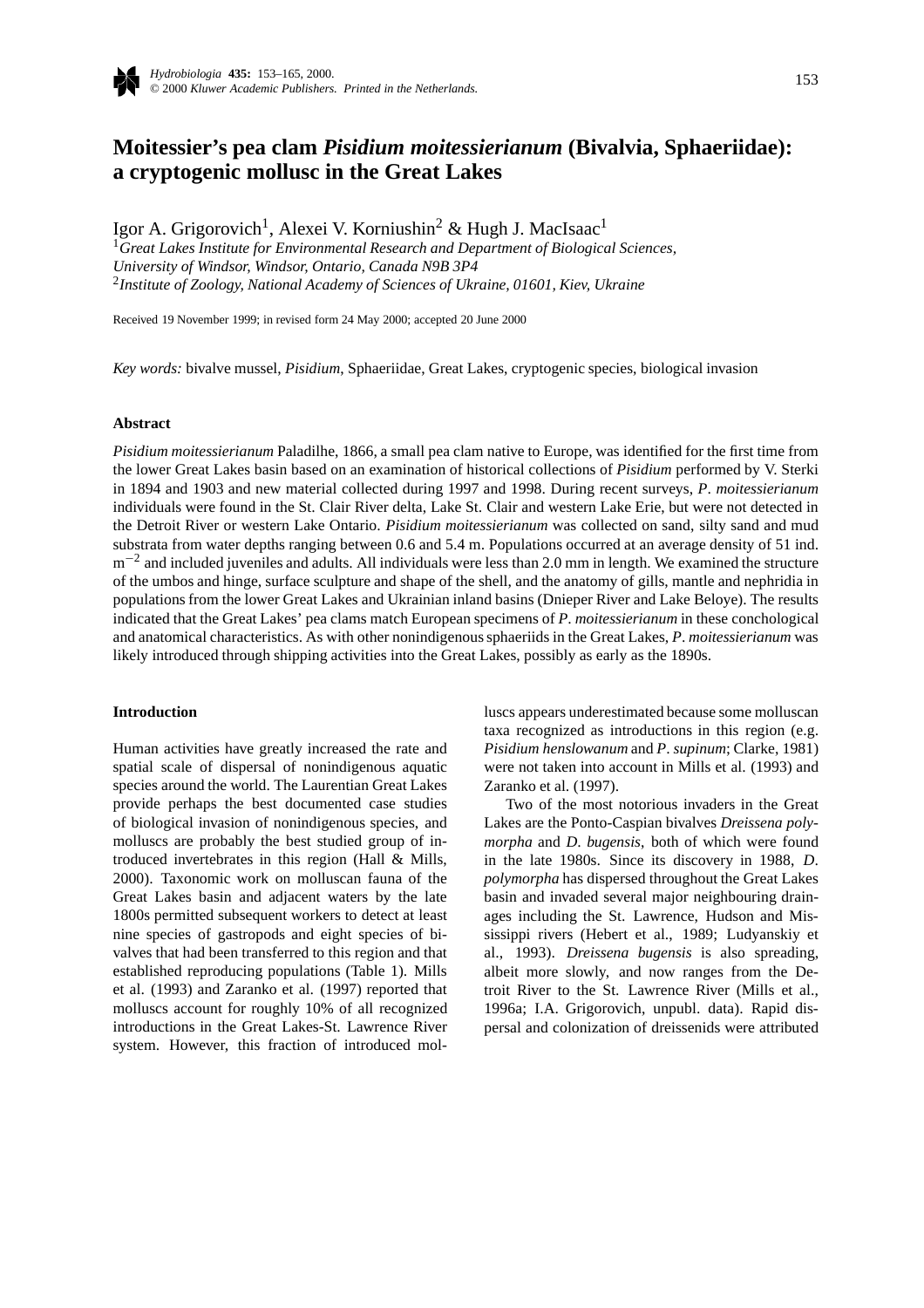# Moitessier's pea clam *Pisidium moitessierianum* (Bivalvia, Sphaeriidae): a cryptogenic mollusc in the Great Lakes

Igor A. Grigorovich[1], Alexei V. Korniushin[2] & Hugh J. MacIsaac[1]

[1] *Great Lakes Institute for Environmental Research and Department of Biological Sciences, University of Windsor, Windsor, Ontario, Canada N9B 3P4*

[2] *Institute of Zoology, National Academy of Sciences of Ukraine, 01601, Kiev, Ukraine*

Received 19 November 1999; in revised form 24 May 2000; accepted 20 June 2000

*Key words:* bivalve mussel, *Pisidium*, Sphaeriidae, Great Lakes, cryptogenic species, biological invasion

## Abstract

*Pisidium moitessierianum* Paladilhe, 1866, a small pea clam native to Europe, was identified for the first time from the lower Great Lakes basin based on an examination of historical collections of *Pisidium* performed by V. Sterki in 1894 and 1903 and new material collected during 1997 and 1998. During recent surveys, *P. moitessierianum* individuals were found in the St. Clair River delta, Lake St. Clair and western Lake Erie, but were not detected in the Detroit River or western Lake Ontario. *Pisidium moitessierianum* was collected on sand, silty sand and mud substrata from water depths ranging between 0.6 and 5.4 m. Populations occurred at an average density of 51 ind. $m^{-2}$ and included juveniles and adults. All individuals were less than 2.0 mm in length. We examined the structure of the umbos and hinge, surface sculpture and shape of the shell, and the anatomy of gills, mantle and nephridia in populations from the lower Great Lakes and Ukrainian inland basins (Dnieper River and Lake Beloye). The results indicated that the Great Lakes' pea clams match European specimens of *P. moitessierianum* in these conchological and anatomical characteristics. As with other nonindigenous sphaeriids in the Great Lakes, *P. moitessierianum* was likely introduced through shipping activities into the Great Lakes, possibly as early as the 1890s.

## Introduction

Human activities have greatly increased the rate and spatial scale of dispersal of nonindigenous aquatic species around the world. The Laurentian Great Lakes provide perhaps the best documented case studies of biological invasion of nonindigenous species, and molluscs are probably the best studied group of introduced invertebrates in this region (Hall & Mills, 2000). Taxonomic work on molluscan fauna of the Great Lakes basin and adjacent waters by the late 1800s permitted subsequent workers to detect at least nine species of gastropods and eight species of bivalves that had been transferred to this region and that established reproducing populations (Table 1). Mills et al. (1993) and Zaranko et al. (1997) reported that molluscs account for roughly 10% of all recognized introductions in the Great Lakes-St. Lawrence River system. However, this fraction of introduced molluscs appears underestimated because some molluscan taxa recognized as introductions in this region (e.g. *Pisidium henslowanum* and *P. supinum*; Clarke, 1981) were not taken into account in Mills et al. (1993) and Zaranko et al. (1997).

Two of the most notorious invaders in the Great Lakes are the Ponto-Caspian bivalves *Dreissena polymorpha* and *D. bugensis*, both of which were found in the late 1980s. Since its discovery in 1988, *D. polymorpha* has dispersed throughout the Great Lakes basin and invaded several major neighbouring drainages including the St. Lawrence, Hudson and Mississippi rivers (Hebert et al., 1989; Ludyanskiy et al., 1993). *Dreissena bugensis* is also spreading, albeit more slowly, and now ranges from the Detroit River to the St. Lawrence River (Mills et al., 1996a; I.A. Grigorovich, unpubl. data). Rapid dispersal and colonization of dreissenids were attributed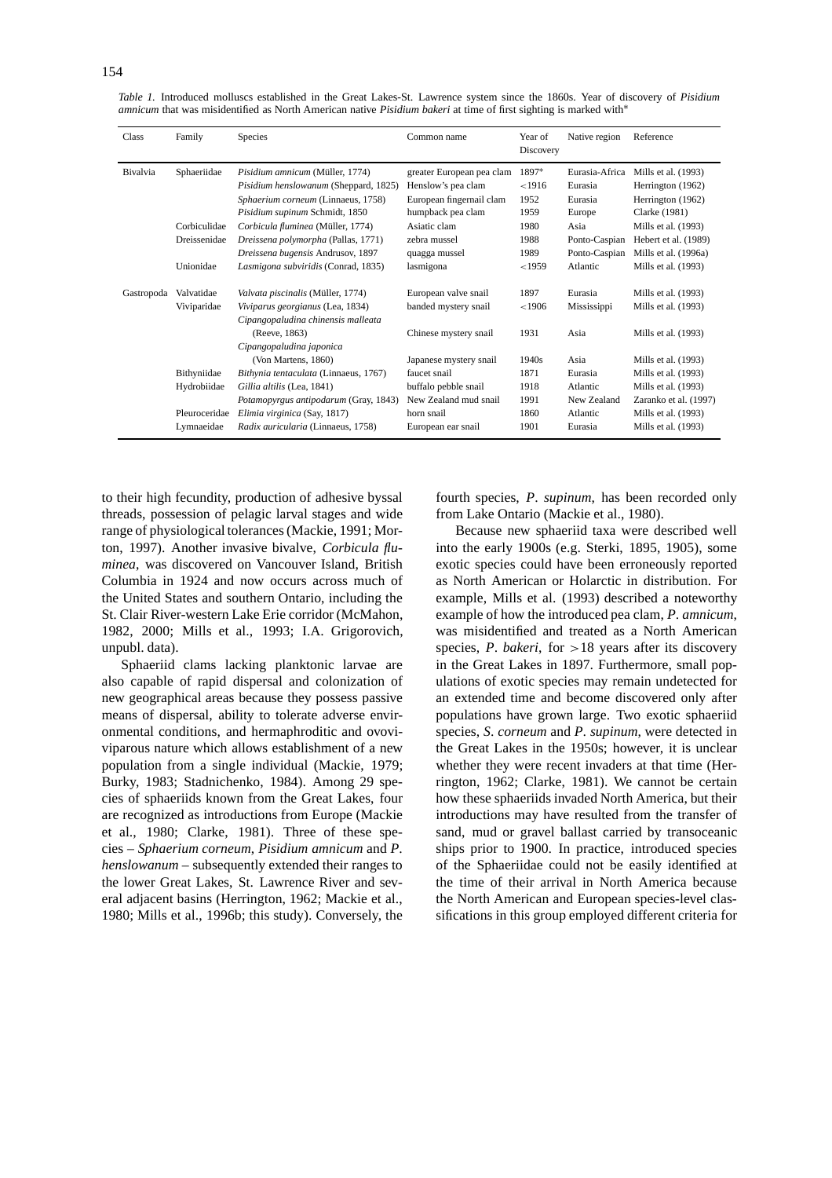*Table 1.* Introduced molluscs established in the Great Lakes-St. Lawrence system since the 1860s. Year of discovery of *Pisidium amnicum* that was misidentified as North American native *Pisidium bakeri* at time of first sighting is marked with*

| Class | Family | Species | Common name | Year of Discovery | Native region | Reference |
|---|---|---|---|---|---|---|
| Bivalvia | Sphaeriidae | *Pisidium amnicum* (Müller, 1774) | greater European pea clam | 1897* | Eurasia-Africa | Mills et al. (1993) |
| | | *Pisidium henslowanum* (Sheppard, 1825) | Henslow's pea clam | <1916 | Eurasia | Herrington (1962) |
| | | *Sphaerium corneum* (Linnaeus, 1758) | European fingernail clam | 1952 | Eurasia | Herrington (1962) |
| | | *Pisidium supinum* Schmidt, 1850 | humpback pea clam | 1959 | Europe | Clarke (1981) |
| | Corbiculidae | *Corbicula fluminea* (Müller, 1774) | Asiatic clam | 1980 | Asia | Mills et al. (1993) |
| | Dreissenidae | *Dreissena polymorpha* (Pallas, 1771) | zebra mussel | 1988 | Ponto-Caspian | Hebert et al. (1989) |
| | | *Dreissena bugensis* Andrusov, 1897 | quagga mussel | 1989 | Ponto-Caspian | Mills et al. (1996a) |
| | Unionidae | *Lasmigona subviridis* (Conrad, 1835) | lasmigona | <1959 | Atlantic | Mills et al. (1993) |
| Gastropoda | Valvatidae | *Valvata piscinalis* (Müller, 1774) | European valve snail | 1897 | Eurasia | Mills et al. (1993) |
| | Viviparidae | *Viviparus georgianus* (Lea, 1834) | banded mystery snail | <1906 | Mississippi | Mills et al. (1993) |
| | | *Cipangopaludina chinensis malleata* (Reeve, 1863) | Chinese mystery snail | 1931 | Asia | Mills et al. (1993) |
| | | *Cipangopaludina japonica* (Von Martens, 1860) | Japanese mystery snail | 1940s | Asia | Mills et al. (1993) |
| | Bithyniidae | *Bithynia tentaculata* (Linnaeus, 1767) | faucet snail | 1871 | Eurasia | Mills et al. (1993) |
| | Hydrobiidae | *Gillia altilis* (Lea, 1841) | buffalo pebble snail | 1918 | Atlantic | Mills et al. (1993) |
| | | *Potamopyrgus antipodarum* (Gray, 1843) | New Zealand mud snail | 1991 | New Zealand | Zaranko et al. (1997) |
| | Pleuroceridae | *Elimia virginica* (Say, 1817) | horn snail | 1860 | Atlantic | Mills et al. (1993) |
| | Lymnaeidae | *Radix auricularia* (Linnaeus, 1758) | European ear snail | 1901 | Eurasia | Mills et al. (1993) |

to their high fecundity, production of adhesive byssal threads, possession of pelagic larval stages and wide range of physiological tolerances (Mackie, 1991; Morton, 1997). Another invasive bivalve, *Corbicula fluminea*, was discovered on Vancouver Island, British Columbia in 1924 and now occurs across much of the United States and southern Ontario, including the St. Clair River-western Lake Erie corridor (McMahon, 1982, 2000; Mills et al., 1993; I.A. Grigorovich, unpubl. data).

Sphaeriid clams lacking planktonic larvae are also capable of rapid dispersal and colonization of new geographical areas because they possess passive means of dispersal, ability to tolerate adverse environmental conditions, and hermaphroditic and ovoviviparous nature which allows establishment of a new population from a single individual (Mackie, 1979; Burky, 1983; Stadnichenko, 1984). Among 29 species of sphaeriids known from the Great Lakes, four are recognized as introductions from Europe (Mackie et al., 1980; Clarke, 1981). Three of these species – *Sphaerium corneum*, *Pisidium amnicum* and *P. henslowanum* – subsequently extended their ranges to the lower Great Lakes, St. Lawrence River and several adjacent basins (Herrington, 1962; Mackie et al., 1980; Mills et al., 1996b; this study). Conversely, the fourth species, *P. supinum*, has been recorded only from Lake Ontario (Mackie et al., 1980).

Because new sphaeriid taxa were described well into the early 1900s (e.g. Sterki, 1895, 1905), some exotic species could have been erroneously reported as North American or Holarctic in distribution. For example, Mills et al. (1993) described a noteworthy example of how the introduced pea clam, *P. amnicum*, was misidentified and treated as a North American species, *P. bakeri*, for >18 years after its discovery in the Great Lakes in 1897. Furthermore, small populations of exotic species may remain undetected for an extended time and become discovered only after populations have grown large. Two exotic sphaeriid species, *S. corneum* and *P. supinum*, were detected in the Great Lakes in the 1950s; however, it is unclear whether they were recent invaders at that time (Herrington, 1962; Clarke, 1981). We cannot be certain how these sphaeriids invaded North America, but their introductions may have resulted from the transfer of sand, mud or gravel ballast carried by transoceanic ships prior to 1900. In practice, introduced species of the Sphaeriidae could not be easily identified at the time of their arrival in North America because the North American and European species-level classifications in this group employed different criteria for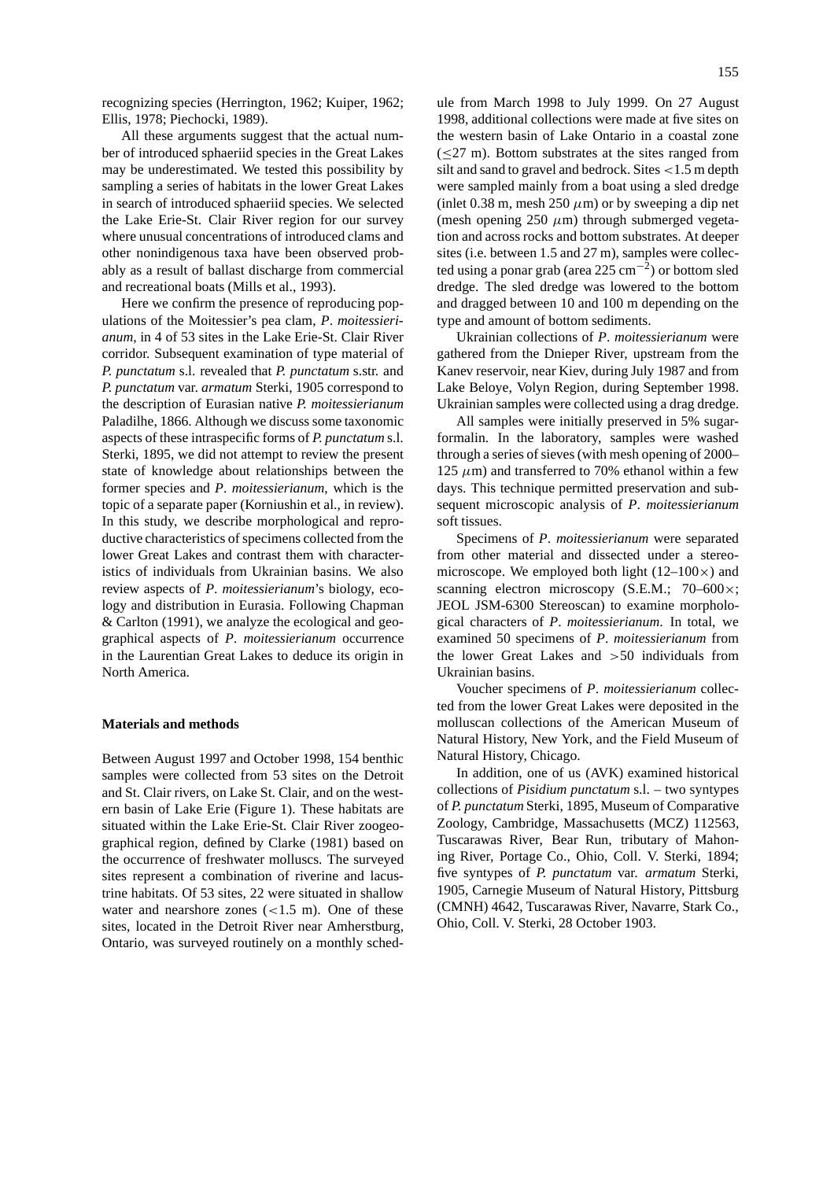recognizing species (Herrington, 1962; Kuiper, 1962; Ellis, 1978; Piechocki, 1989).

All these arguments suggest that the actual number of introduced sphaeriid species in the Great Lakes may be underestimated. We tested this possibility by sampling a series of habitats in the lower Great Lakes in search of introduced sphaeriid species. We selected the Lake Erie-St. Clair River region for our survey where unusual concentrations of introduced clams and other nonindigenous taxa have been observed probably as a result of ballast discharge from commercial and recreational boats (Mills et al., 1993).

Here we confirm the presence of reproducing populations of the Moitessier's pea clam, *P. moitessierianum*, in 4 of 53 sites in the Lake Erie-St. Clair River corridor. Subsequent examination of type material of *P. punctatum* s.l. revealed that *P. punctatum* s.str. and *P. punctatum* var. *armatum* Sterki, 1905 correspond to the description of Eurasian native *P. moitessierianum* Paladilhe, 1866. Although we discuss some taxonomic aspects of these intraspecific forms of *P. punctatum* s.l. Sterki, 1895, we did not attempt to review the present state of knowledge about relationships between the former species and *P. moitessierianum*, which is the topic of a separate paper (Korniushin et al., in review). In this study, we describe morphological and reproductive characteristics of specimens collected from the lower Great Lakes and contrast them with characteristics of individuals from Ukrainian basins. We also review aspects of *P. moitessierianum*'s biology, ecology and distribution in Eurasia. Following Chapman & Carlton (1991), we analyze the ecological and geographical aspects of *P. moitessierianum* occurrence in the Laurentian Great Lakes to deduce its origin in North America.

## Materials and methods

Between August 1997 and October 1998, 154 benthic samples were collected from 53 sites on the Detroit and St. Clair rivers, on Lake St. Clair, and on the western basin of Lake Erie (Figure 1). These habitats are situated within the Lake Erie-St. Clair River zoogeographical region, defined by Clarke (1981) based on the occurrence of freshwater molluscs. The surveyed sites represent a combination of riverine and lacustrine habitats. Of 53 sites, 22 were situated in shallow water and nearshore zones (<1.5 m). One of these sites, located in the Detroit River near Amherstburg, Ontario, was surveyed routinely on a monthly schedule from March 1998 to July 1999. On 27 August 1998, additional collections were made at five sites on the western basin of Lake Ontario in a coastal zone (≤27 m). Bottom substrates at the sites ranged from silt and sand to gravel and bedrock. Sites <1.5 m depth were sampled mainly from a boat using a sled dredge (inlet 0.38 m, mesh 250 $\mu$m) or by sweeping a dip net (mesh opening 250 $\mu$m) through submerged vegetation and across rocks and bottom substrates. At deeper sites (i.e. between 1.5 and 27 m), samples were collected using a ponar grab (area 225 $cm^{-2}$) or bottom sled dredge. The sled dredge was lowered to the bottom and dragged between 10 and 100 m depending on the type and amount of bottom sediments.

Ukrainian collections of *P. moitessierianum* were gathered from the Dnieper River, upstream from the Kanev reservoir, near Kiev, during July 1987 and from Lake Beloye, Volyn Region, during September 1998. Ukrainian samples were collected using a drag dredge.

All samples were initially preserved in 5% sugar-formalin. In the laboratory, samples were washed through a series of sieves (with mesh opening of 2000–125 $\mu$m) and transferred to 70% ethanol within a few days. This technique permitted preservation and subsequent microscopic analysis of *P. moitessierianum* soft tissues.

Specimens of *P. moitessierianum* were separated from other material and dissected under a stereomicroscope. We employed both light (12–100×) and scanning electron microscopy (S.E.M.; 70–600×; JEOL JSM-6300 Stereoscan) to examine morphological characters of *P. moitessierianum*. In total, we examined 50 specimens of *P. moitessierianum* from the lower Great Lakes and >50 individuals from Ukrainian basins.

Voucher specimens of *P. moitessierianum* collected from the lower Great Lakes were deposited in the molluscan collections of the American Museum of Natural History, New York, and the Field Museum of Natural History, Chicago.

In addition, one of us (AVK) examined historical collections of *Pisidium punctatum* s.l. – two syntypes of *P. punctatum* Sterki, 1895, Museum of Comparative Zoology, Cambridge, Massachusetts (MCZ) 112563, Tuscarawas River, Bear Run, tributary of Mahoning River, Portage Co., Ohio, Coll. V. Sterki, 1894; five syntypes of *P. punctatum* var. *armatum* Sterki, 1905, Carnegie Museum of Natural History, Pittsburg (CMNH) 4642, Tuscarawas River, Navarre, Stark Co., Ohio, Coll. V. Sterki, 28 October 1903.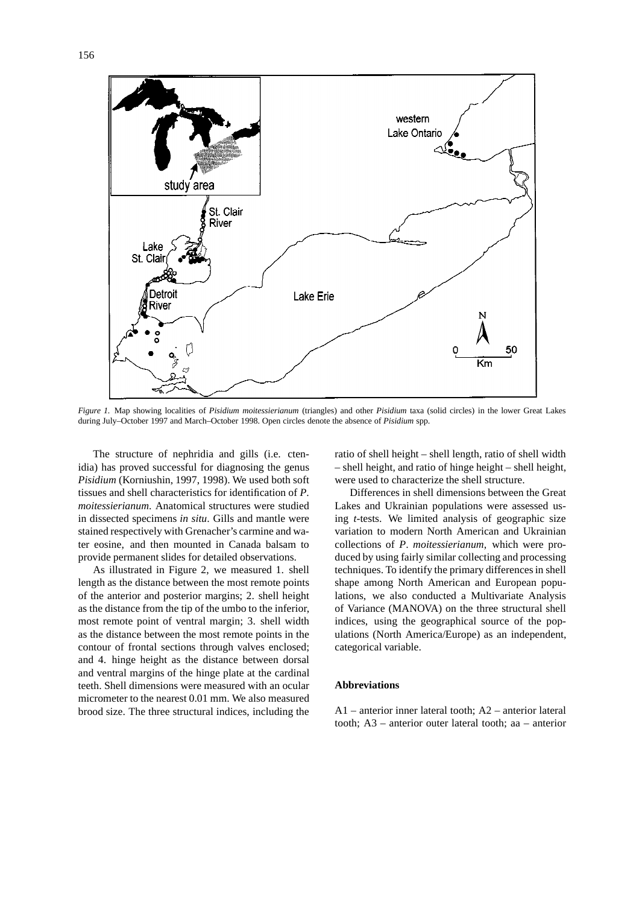*Figure 1.* Map showing localities of *Pisidium moitessierianum* (triangles) and other *Pisidium* taxa (solid circles) in the lower Great Lakes during July–October 1997 and March–October 1998. Open circles denote the absence of *Pisidium* spp.

The structure of nephridia and gills (i.e. ctenidia) has proved successful for diagnosing the genus *Pisidium* (Korniushin, 1997, 1998). We used both soft tissues and shell characteristics for identification of *P. moitessierianum*. Anatomical structures were studied in dissected specimens *in situ*. Gills and mantle were stained respectively with Grenacher's carmine and water eosine, and then mounted in Canada balsam to provide permanent slides for detailed observations.

As illustrated in Figure 2, we measured 1. shell length as the distance between the most remote points of the anterior and posterior margins; 2. shell height as the distance from the tip of the umbo to the inferior, most remote point of ventral margin; 3. shell width as the distance between the most remote points in the contour of frontal sections through valves enclosed; and 4. hinge height as the distance between dorsal and ventral margins of the hinge plate at the cardinal teeth. Shell dimensions were measured with an ocular micrometer to the nearest 0.01 mm. We also measured brood size. The three structural indices, including the ratio of shell height – shell length, ratio of shell width – shell height, and ratio of hinge height – shell height, were used to characterize the shell structure.

Differences in shell dimensions between the Great Lakes and Ukrainian populations were assessed using *t*-tests. We limited analysis of geographic size variation to modern North American and Ukrainian collections of *P. moitessierianum*, which were produced by using fairly similar collecting and processing techniques. To identify the primary differences in shell shape among North American and European populations, we also conducted a Multivariate Analysis of Variance (MANOVA) on the three structural shell indices, using the geographical source of the populations (North America/Europe) as an independent, categorical variable.

### Abbreviations

A1 – anterior inner lateral tooth; A2 – anterior lateral tooth; A3 – anterior outer lateral tooth; aa – anterior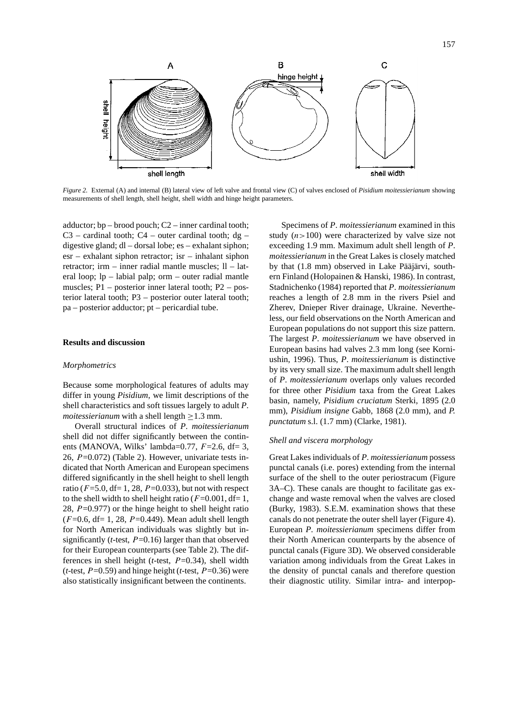*Figure 2.* External (A) and internal (B) lateral view of left valve and frontal view (C) of valves enclosed of *Pisidium moitessierianum* showing measurements of shell length, shell height, shell width and hinge height parameters.

adductor; bp – brood pouch; C2 – inner cardinal tooth; C3 – cardinal tooth; C4 – outer cardinal tooth; dg – digestive gland; dl – dorsal lobe; es – exhalant siphon; esr – exhalant siphon retractor; isr – inhalant siphon retractor; irm – inner radial mantle muscles; ll – lateral loop; lp – labial palp; orm – outer radial mantle muscles; P1 – posterior inner lateral tooth; P2 – posterior lateral tooth; P3 – posterior outer lateral tooth; pa – posterior adductor; pt – pericardial tube.

## Results and discussion

### *Morphometrics*

Because some morphological features of adults may differ in young *Pisidium*, we limit descriptions of the shell characteristics and soft tissues largely to adult *P. moitessierianum* with a shell length $\geq$1.3 mm.

Overall structural indices of *P. moitessierianum* shell did not differ significantly between the continents (MANOVA, Wilks' lambda=0.77, $F$=2.6, df= 3, 26, $P$=0.072) (Table 2). However, univariate tests indicated that North American and European specimens differed significantly in the shell height to shell length ratio ($F$=5.0, df= 1, 28, $P$=0.033), but not with respect to the shell width to shell height ratio ($F$=0.001, df= 1, 28, $P$=0.977) or the hinge height to shell height ratio ($F$=0.6, df= 1, 28, $P$=0.449). Mean adult shell length for North American individuals was slightly but insignificantly ($t$-test, $P$=0.16) larger than that observed for their European counterparts (see Table 2). The differences in shell height ($t$-test, $P$=0.34), shell width ($t$-test, $P$=0.59) and hinge height ($t$-test, $P$=0.36) were also statistically insignificant between the continents.

Specimens of *P. moitessierianum* examined in this study ($n>100$) were characterized by valve size not exceeding 1.9 mm. Maximum adult shell length of *P. moitessierianum* in the Great Lakes is closely matched by that (1.8 mm) observed in Lake Pääjärvi, southern Finland (Holopainen & Hanski, 1986). In contrast, Stadnichenko (1984) reported that *P. moitessierianum* reaches a length of 2.8 mm in the rivers Psiel and Zherev, Dnieper River drainage, Ukraine. Nevertheless, our field observations on the North American and European populations do not support this size pattern. The largest *P. moitessierianum* we have observed in European basins had valves 2.3 mm long (see Korniushin, 1996). Thus, *P. moitessierianum* is distinctive by its very small size. The maximum adult shell length of *P. moitessierianum* overlaps only values recorded for three other *Pisidium* taxa from the Great Lakes basin, namely, *Pisidium cruciatum* Sterki, 1895 (2.0 mm), *Pisidium insigne* Gabb, 1868 (2.0 mm), and *P. punctatum* s.l. (1.7 mm) (Clarke, 1981).

### *Shell and viscera morphology*

Great Lakes individuals of *P. moitessierianum* possess punctal canals (i.e. pores) extending from the internal surface of the shell to the outer periostracum (Figure 3A–C). These canals are thought to facilitate gas exchange and waste removal when the valves are closed (Burky, 1983). S.E.M. examination shows that these canals do not penetrate the outer shell layer (Figure 4). European *P. moitessierianum* specimens differ from their North American counterparts by the absence of punctal canals (Figure 3D). We observed considerable variation among individuals from the Great Lakes in the density of punctal canals and therefore question their diagnostic utility. Similar intra- and interpop-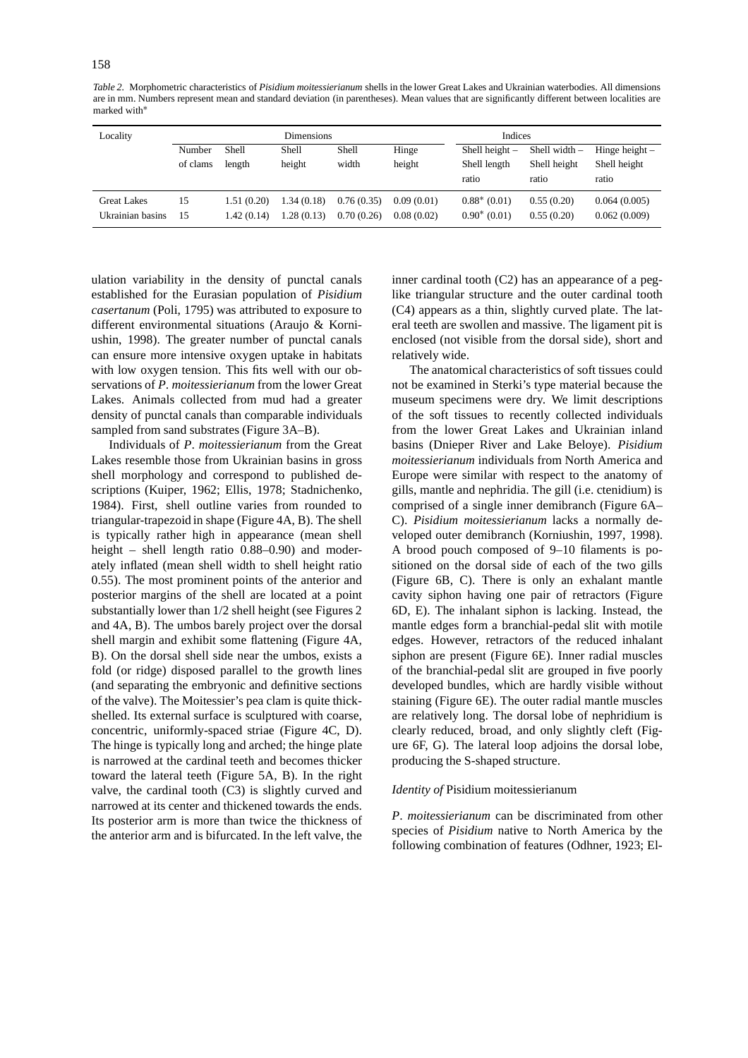*Table 2.* Morphometric characteristics of *Pisidium moitessierianum* shells in the lower Great Lakes and Ukrainian waterbodies. All dimensions are in mm. Numbers represent mean and standard deviation (in parentheses). Mean values that are significantly different between localities are marked with*

| Locality | Dimensions | | | | | Indices | | |
|---|---|---|---|---|---|---|---|---|
| | Number of clams | Shell length | Shell height | Shell width | Hinge height | Shell height – Shell length ratio | Shell width – Shell height ratio | Hinge height – Shell height ratio |
| Great Lakes | 15 | 1.51 (0.20) | 1.34 (0.18) | 0.76 (0.35) | 0.09 (0.01) | 0.88* (0.01) | 0.55 (0.20) | 0.064 (0.005) |
| Ukrainian basins | 15 | 1.42 (0.14) | 1.28 (0.13) | 0.70 (0.26) | 0.08 (0.02) | 0.90* (0.01) | 0.55 (0.20) | 0.062 (0.009) |

ulation variability in the density of punctal canals established for the Eurasian population of *Pisidium casertanum* (Poli, 1795) was attributed to exposure to different environmental situations (Araujo & Korniushin, 1998). The greater number of punctal canals can ensure more intensive oxygen uptake in habitats with low oxygen tension. This fits well with our observations of *P. moitessierianum* from the lower Great Lakes. Animals collected from mud had a greater density of punctal canals than comparable individuals sampled from sand substrates (Figure 3A–B).

Individuals of *P. moitessierianum* from the Great Lakes resemble those from Ukrainian basins in gross shell morphology and correspond to published descriptions (Kuiper, 1962; Ellis, 1978; Stadnichenko, 1984). First, shell outline varies from rounded to triangular-trapezoid in shape (Figure 4A, B). The shell is typically rather high in appearance (mean shell height – shell length ratio 0.88–0.90) and moderately inflated (mean shell width to shell height ratio 0.55). The most prominent points of the anterior and posterior margins of the shell are located at a point substantially lower than 1/2 shell height (see Figures 2 and 4A, B). The umbos barely project over the dorsal shell margin and exhibit some flattening (Figure 4A, B). On the dorsal shell side near the umbos, exists a fold (or ridge) disposed parallel to the growth lines (and separating the embryonic and definitive sections of the valve). The Moitessier's pea clam is quite thick-shelled. Its external surface is sculptured with coarse, concentric, uniformly-spaced striae (Figure 4C, D). The hinge is typically long and arched; the hinge plate is narrowed at the cardinal teeth and becomes thicker toward the lateral teeth (Figure 5A, B). In the right valve, the cardinal tooth (C3) is slightly curved and narrowed at its center and thickened towards the ends. Its posterior arm is more than twice the thickness of the anterior arm and is bifurcated. In the left valve, the inner cardinal tooth (C2) has an appearance of a peg-like triangular structure and the outer cardinal tooth (C4) appears as a thin, slightly curved plate. The lateral teeth are swollen and massive. The ligament pit is enclosed (not visible from the dorsal side), short and relatively wide.

The anatomical characteristics of soft tissues could not be examined in Sterki's type material because the museum specimens were dry. We limit descriptions of the soft tissues to recently collected individuals from the lower Great Lakes and Ukrainian inland basins (Dnieper River and Lake Beloye). *Pisidium moitessierianum* individuals from North America and Europe were similar with respect to the anatomy of gills, mantle and nephridia. The gill (i.e. ctenidium) is comprised of a single inner demibranch (Figure 6A–C). *Pisidium moitessierianum* lacks a normally developed outer demibranch (Korniushin, 1997, 1998). A brood pouch composed of 9–10 filaments is positioned on the dorsal side of each of the two gills (Figure 6B, C). There is only an exhalant mantle cavity siphon having one pair of retractors (Figure 6D, E). The inhalant siphon is lacking. Instead, the mantle edges form a branchial-pedal slit with motile edges. However, retractors of the reduced inhalant siphon are present (Figure 6E). Inner radial muscles of the branchial-pedal slit are grouped in five poorly developed bundles, which are hardly visible without staining (Figure 6E). The outer radial mantle muscles are relatively long. The dorsal lobe of nephridium is clearly reduced, broad, and only slightly cleft (Figure 6F, G). The lateral loop adjoins the dorsal lobe, producing the S-shaped structure.

### *Identity of* Pisidium moitessierianum

*P. moitessierianum* can be discriminated from other species of *Pisidium* native to North America by the following combination of features (Odhner, 1923; El-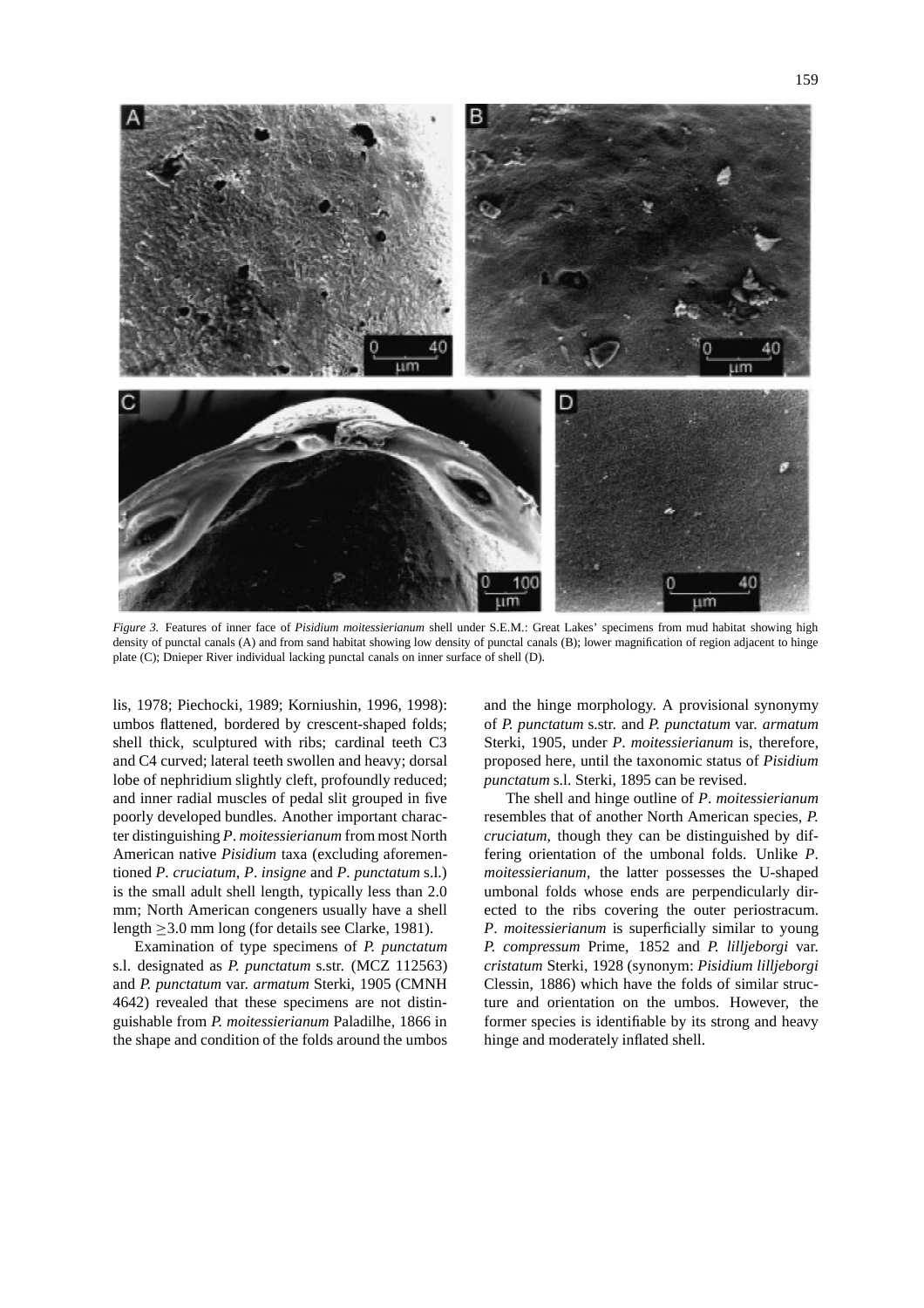*Figure 3.* Features of inner face of *Pisidium moitessierianum* shell under S.E.M.: Great Lakes' specimens from mud habitat showing high density of punctal canals (A) and from sand habitat showing low density of punctal canals (B); lower magnification of region adjacent to hinge plate (C); Dnieper River individual lacking punctal canals on inner surface of shell (D).

lis, 1978; Piechocki, 1989; Korniushin, 1996, 1998): umbos flattened, bordered by crescent-shaped folds; shell thick, sculptured with ribs; cardinal teeth C3 and C4 curved; lateral teeth swollen and heavy; dorsal lobe of nephridium slightly cleft, profoundly reduced; and inner radial muscles of pedal slit grouped in five poorly developed bundles. Another important character distinguishing *P*. *moitessierianum* from most North American native *Pisidium* taxa (excluding aforementioned *P*. *cruciatum*, *P*. *insigne* and *P*. *punctatum* s.l.) is the small adult shell length, typically less than 2.0 mm; North American congeners usually have a shell length $\geq$3.0 mm long (for details see Clarke, 1981).

Examination of type specimens of *P. punctatum* s.l. designated as *P. punctatum* s.str. (MCZ 112563) and *P. punctatum* var. *armatum* Sterki, 1905 (CMNH 4642) revealed that these specimens are not distinguishable from *P. moitessierianum* Paladilhe, 1866 in the shape and condition of the folds around the umbos and the hinge morphology. A provisional synonymy of *P. punctatum* s.str. and *P. punctatum* var. *armatum* Sterki, 1905, under *P*. *moitessierianum* is, therefore, proposed here, until the taxonomic status of *Pisidium punctatum* s.l. Sterki, 1895 can be revised.

The shell and hinge outline of *P*. *moitessierianum* resembles that of another North American species, *P. cruciatum*, though they can be distinguished by differing orientation of the umbonal folds. Unlike *P*. *moitessierianum*, the latter possesses the U-shaped umbonal folds whose ends are perpendicularly directed to the ribs covering the outer periostracum. *P*. *moitessierianum* is superficially similar to young *P. compressum* Prime, 1852 and *P. lilljeborgi* var. *cristatum* Sterki, 1928 (synonym: *Pisidium lilljeborgi* Clessin, 1886) which have the folds of similar structure and orientation on the umbos. However, the former species is identifiable by its strong and heavy hinge and moderately inflated shell.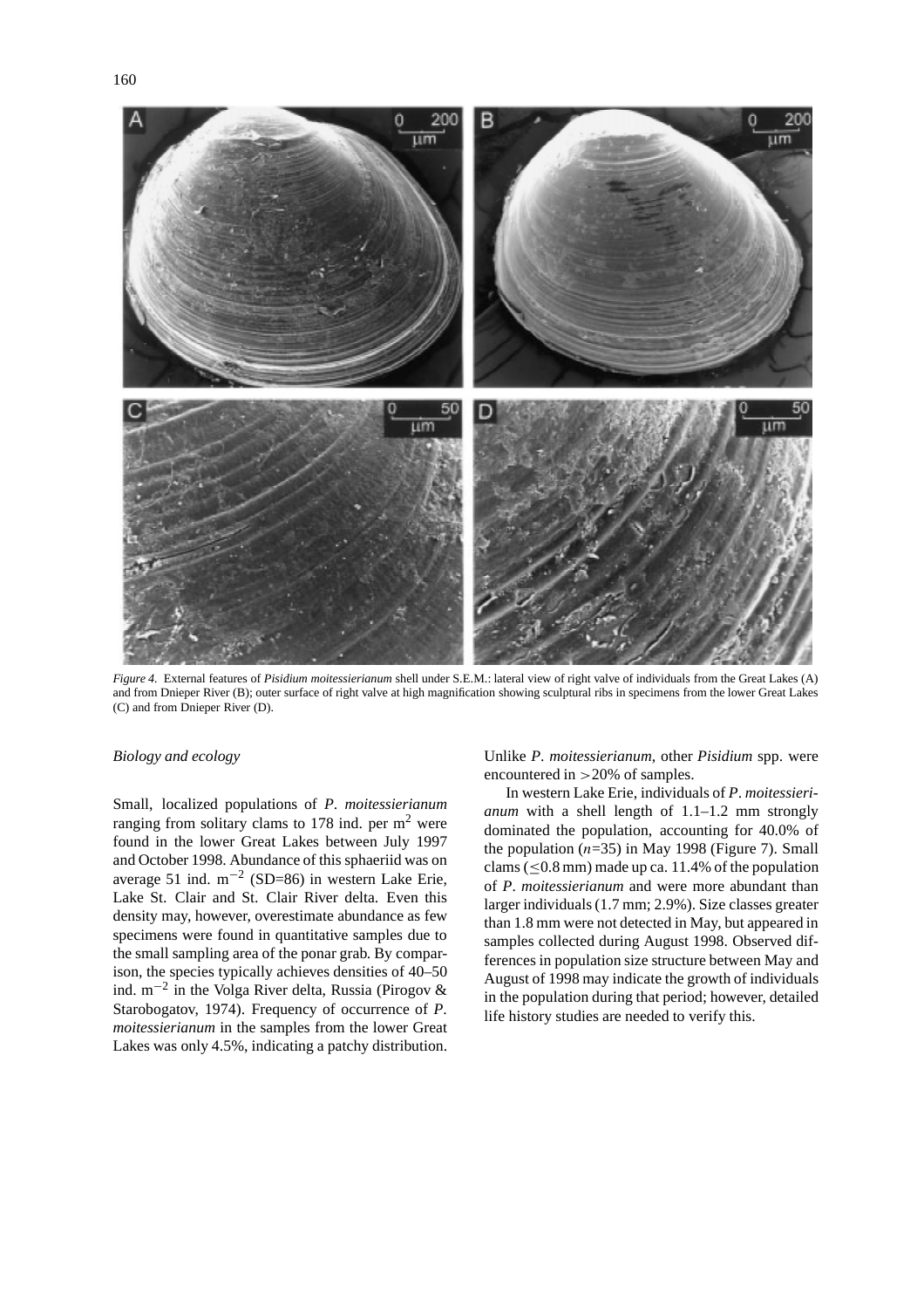*Figure 4.* External features of *Pisidium moitessierianum* shell under S.E.M.: lateral view of right valve of individuals from the Great Lakes (A) and from Dnieper River (B); outer surface of right valve at high magnification showing sculptural ribs in specimens from the lower Great Lakes (C) and from Dnieper River (D).

*Biology and ecology*

Small, localized populations of *P. moitessierianum* ranging from solitary clams to 178 ind. per $m^2$ were found in the lower Great Lakes between July 1997 and October 1998. Abundance of this sphaeriid was on average 51 ind. $m^{-2}$ (SD=86) in western Lake Erie, Lake St. Clair and St. Clair River delta. Even this density may, however, overestimate abundance as few specimens were found in quantitative samples due to the small sampling area of the ponar grab. By comparison, the species typically achieves densities of 40–50 ind. $m^{-2}$ in the Volga River delta, Russia (Pirogov & Starobogatov, 1974). Frequency of occurrence of *P. moitessierianum* in the samples from the lower Great Lakes was only 4.5%, indicating a patchy distribution. Unlike *P. moitessierianum*, other *Pisidium* spp. were encountered in >20% of samples.

In western Lake Erie, individuals of *P. moitessierianum* with a shell length of 1.1–1.2 mm strongly dominated the population, accounting for 40.0% of the population ($n$=35) in May 1998 (Figure 7). Small clams ($\leq$0.8 mm) made up ca. 11.4% of the population of *P. moitessierianum* and were more abundant than larger individuals (1.7 mm; 2.9%). Size classes greater than 1.8 mm were not detected in May, but appeared in samples collected during August 1998. Observed differences in population size structure between May and August of 1998 may indicate the growth of individuals in the population during that period; however, detailed life history studies are needed to verify this.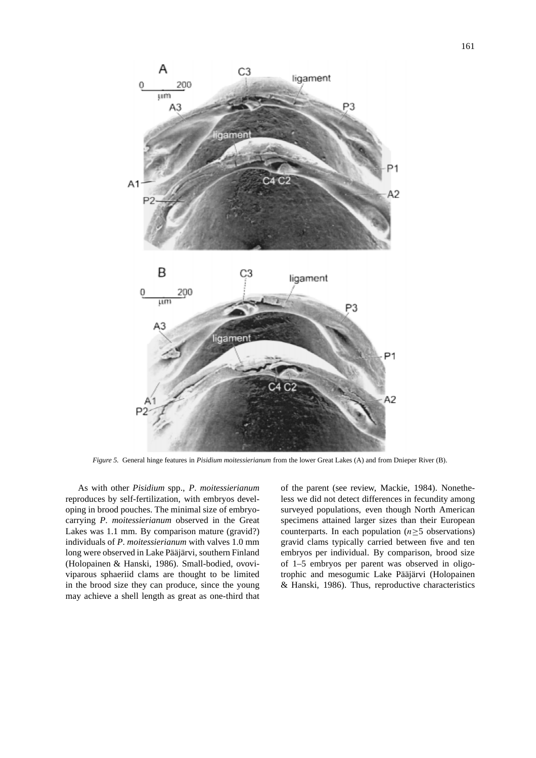*Figure 5.* General hinge features in *Pisidium moitessierianum* from the lower Great Lakes (A) and from Dnieper River (B).

As with other *Pisidium* spp., *P. moitessierianum* reproduces by self-fertilization, with embryos developing in brood pouches. The minimal size of embryo-carrying *P. moitessierianum* observed in the Great Lakes was 1.1 mm. By comparison mature (gravid?) individuals of *P. moitessierianum* with valves 1.0 mm long were observed in Lake Pääjärvi, southern Finland (Holopainen & Hanski, 1986). Small-bodied, ovoviviparous sphaeriid clams are thought to be limited in the brood size they can produce, since the young may achieve a shell length as great as one-third that of the parent (see review, Mackie, 1984). Nonetheless we did not detect differences in fecundity among surveyed populations, even though North American specimens attained larger sizes than their European counterparts. In each population ($n \geq 5$ observations) gravid clams typically carried between five and ten embryos per individual. By comparison, brood size of 1–5 embryos per parent was observed in oligotrophic and mesogumic Lake Pääjärvi (Holopainen & Hanski, 1986). Thus, reproductive characteristics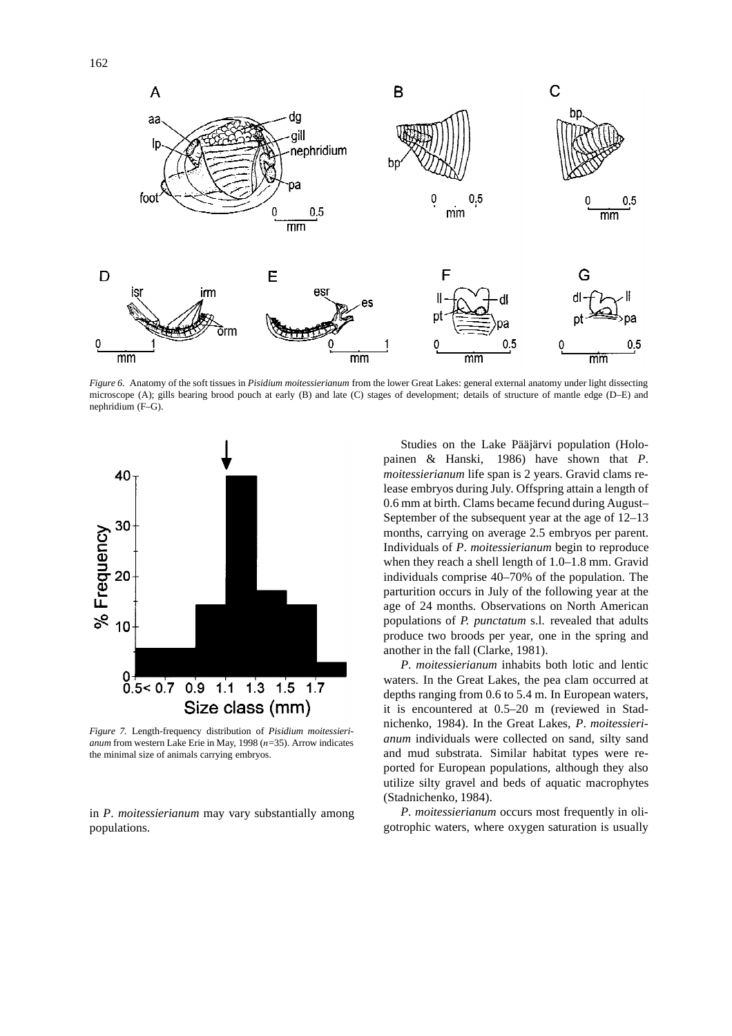*Figure 6*. Anatomy of the soft tissues in *Pisidium moitessierianum* from the lower Great Lakes: general external anatomy under light dissecting microscope (A); gills bearing brood pouch at early (B) and late (C) stages of development; details of structure of mantle edge (D–E) and nephridium (F–G).

*Figure 7*. Length-frequency distribution of *Pisidium moitessierianum* from western Lake Erie in May, 1998 ($n$=35). Arrow indicates the minimal size of animals carrying embryos.

in *P. moitessierianum* may vary substantially among populations.

Studies on the Lake Pääjärvi population (Holopainen & Hanski, 1986) have shown that *P. moitessierianum* life span is 2 years. Gravid clams release embryos during July. Offspring attain a length of 0.6 mm at birth. Clams became fecund during August–September of the subsequent year at the age of 12–13 months, carrying on average 2.5 embryos per parent. Individuals of *P. moitessierianum* begin to reproduce when they reach a shell length of 1.0–1.8 mm. Gravid individuals comprise 40–70% of the population. The parturition occurs in July of the following year at the age of 24 months. Observations on North American populations of *P. punctatum* s.l. revealed that adults produce two broods per year, one in the spring and another in the fall (Clarke, 1981).

*P. moitessierianum* inhabits both lotic and lentic waters. In the Great Lakes, the pea clam occurred at depths ranging from 0.6 to 5.4 m. In European waters, it is encountered at 0.5–20 m (reviewed in Stadnichenko, 1984). In the Great Lakes, *P. moitessierianum* individuals were collected on sand, silty sand and mud substrata. Similar habitat types were reported for European populations, although they also utilize silty gravel and beds of aquatic macrophytes (Stadnichenko, 1984).

*P. moitessierianum* occurs most frequently in oligotrophic waters, where oxygen saturation is usually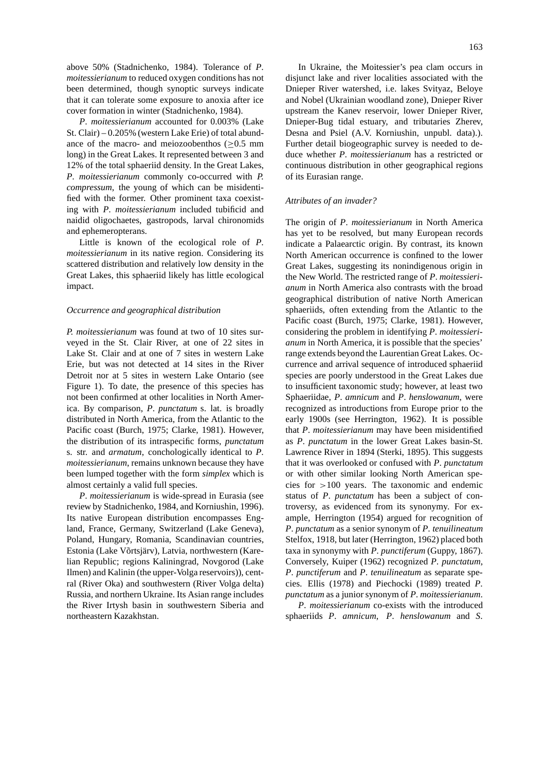above 50% (Stadnichenko, 1984). Tolerance of *P. moitessierianum* to reduced oxygen conditions has not been determined, though synoptic surveys indicate that it can tolerate some exposure to anoxia after ice cover formation in winter (Stadnichenko, 1984).

*P. moitessierianum* accounted for 0.003% (Lake St. Clair) – 0.205% (western Lake Erie) of total abundance of the macro- and meiozoobenthos ($\geq$0.5 mm long) in the Great Lakes. It represented between 3 and 12% of the total sphaeriid density. In the Great Lakes, *P. moitessierianum* commonly co-occurred with *P. compressum*, the young of which can be misidentified with the former. Other prominent taxa coexisting with *P. moitessierianum* included tubificid and naidid oligochaetes, gastropods, larval chironomids and ephemeropterans.

Little is known of the ecological role of *P. moitessierianum* in its native region. Considering its scattered distribution and relatively low density in the Great Lakes, this sphaeriid likely has little ecological impact.

*Occurrence and geographical distribution*

*P. moitessierianum* was found at two of 10 sites surveyed in the St. Clair River, at one of 22 sites in Lake St. Clair and at one of 7 sites in western Lake Erie, but was not detected at 14 sites in the River Detroit nor at 5 sites in western Lake Ontario (see Figure 1). To date, the presence of this species has not been confirmed at other localities in North America. By comparison, *P. punctatum* s. lat. is broadly distributed in North America, from the Atlantic to the Pacific coast (Burch, 1975; Clarke, 1981). However, the distribution of its intraspecific forms, *punctatum* s. str. and *armatum*, conchologically identical to *P. moitessierianum*, remains unknown because they have been lumped together with the form *simplex* which is almost certainly a valid full species.

*P. moitessierianum* is wide-spread in Eurasia (see review by Stadnichenko, 1984, and Korniushin, 1996). Its native European distribution encompasses England, France, Germany, Switzerland (Lake Geneva), Poland, Hungary, Romania, Scandinavian countries, Estonia (Lake Võrtsjärv), Latvia, northwestern (Karelian Republic; regions Kaliningrad, Novgorod (Lake Ilmen) and Kalinin (the upper-Volga reservoirs)), central (River Oka) and southwestern (River Volga delta) Russia, and northern Ukraine. Its Asian range includes the River Irtysh basin in southwestern Siberia and northeastern Kazakhstan.

In Ukraine, the Moitessier's pea clam occurs in disjunct lake and river localities associated with the Dnieper River watershed, i.e. lakes Svityaz, Beloye and Nobel (Ukrainian woodland zone), Dnieper River upstream the Kanev reservoir, lower Dnieper River, Dnieper-Bug tidal estuary, and tributaries Zherev, Desna and Psiel (A.V. Korniushin, unpubl. data).). Further detail biogeographic survey is needed to deduce whether *P. moitessierianum* has a restricted or continuous distribution in other geographical regions of its Eurasian range.

*Attributes of an invader?*

The origin of *P. moitessierianum* in North America has yet to be resolved, but many European records indicate a Palaearctic origin. By contrast, its known North American occurrence is confined to the lower Great Lakes, suggesting its nonindigenous origin in the New World. The restricted range of *P. moitessierianum* in North America also contrasts with the broad geographical distribution of native North American sphaeriids, often extending from the Atlantic to the Pacific coast (Burch, 1975; Clarke, 1981). However, considering the problem in identifying *P. moitessierianum* in North America, it is possible that the species' range extends beyond the Laurentian Great Lakes. Occurrence and arrival sequence of introduced sphaeriid species are poorly understood in the Great Lakes due to insufficient taxonomic study; however, at least two Sphaeriidae, *P. amnicum* and *P. henslowanum*, were recognized as introductions from Europe prior to the early 1900s (see Herrington, 1962). It is possible that *P. moitessierianum* may have been misidentified as *P. punctatum* in the lower Great Lakes basin-St. Lawrence River in 1894 (Sterki, 1895). This suggests that it was overlooked or confused with *P. punctatum* or with other similar looking North American species for >100 years. The taxonomic and endemic status of *P. punctatum* has been a subject of controversy, as evidenced from its synonymy. For example, Herrington (1954) argued for recognition of *P. punctatum* as a senior synonym of *P. tenuilineatum* Stelfox, 1918, but later (Herrington, 1962) placed both taxa in synonymy with *P. punctiferum* (Guppy, 1867). Conversely, Kuiper (1962) recognized *P. punctatum*, *P. punctiferum* and *P. tenuilineatum* as separate species. Ellis (1978) and Piechocki (1989) treated *P. punctatum* as a junior synonym of *P. moitessierianum*.

*P. moitessierianum* co-exists with the introduced sphaeriids *P. amnicum*, *P. henslowanum* and *S.*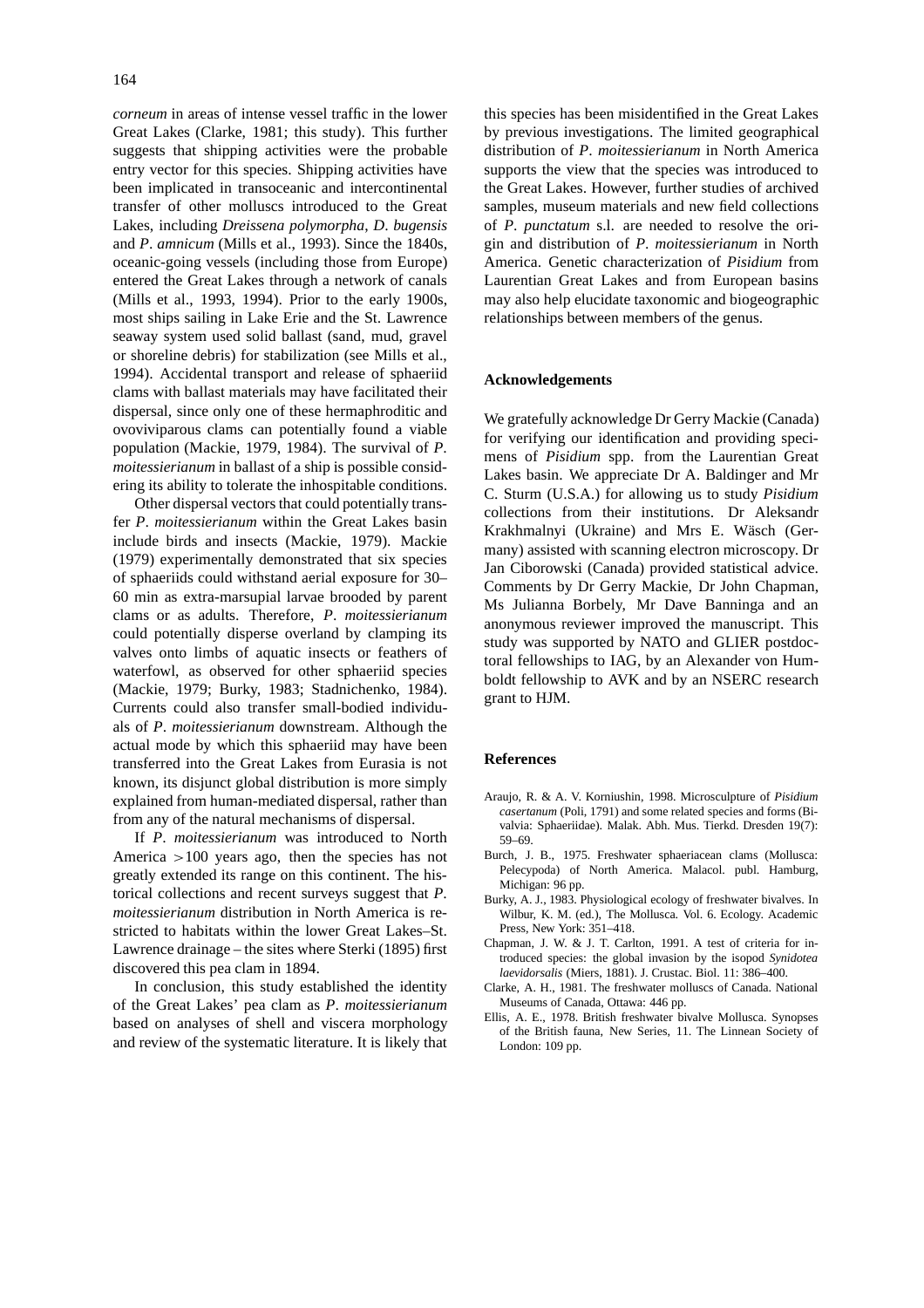*corneum* in areas of intense vessel traffic in the lower Great Lakes (Clarke, 1981; this study). This further suggests that shipping activities were the probable entry vector for this species. Shipping activities have been implicated in transoceanic and intercontinental transfer of other molluscs introduced to the Great Lakes, including *Dreissena polymorpha*, *D. bugensis* and *P. amnicum* (Mills et al., 1993). Since the 1840s, oceanic-going vessels (including those from Europe) entered the Great Lakes through a network of canals (Mills et al., 1993, 1994). Prior to the early 1900s, most ships sailing in Lake Erie and the St. Lawrence seaway system used solid ballast (sand, mud, gravel or shoreline debris) for stabilization (see Mills et al., 1994). Accidental transport and release of sphaeriid clams with ballast materials may have facilitated their dispersal, since only one of these hermaphroditic and ovoviviparous clams can potentially found a viable population (Mackie, 1979, 1984). The survival of *P. moitessierianum* in ballast of a ship is possible considering its ability to tolerate the inhospitable conditions.

Other dispersal vectors that could potentially transfer *P. moitessierianum* within the Great Lakes basin include birds and insects (Mackie, 1979). Mackie (1979) experimentally demonstrated that six species of sphaeriids could withstand aerial exposure for 30–60 min as extra-marsupial larvae brooded by parent clams or as adults. Therefore, *P. moitessierianum* could potentially disperse overland by clamping its valves onto limbs of aquatic insects or feathers of waterfowl, as observed for other sphaeriid species (Mackie, 1979; Burky, 1983; Stadnichenko, 1984). Currents could also transfer small-bodied individuals of *P. moitessierianum* downstream. Although the actual mode by which this sphaeriid may have been transferred into the Great Lakes from Eurasia is not known, its disjunct global distribution is more simply explained from human-mediated dispersal, rather than from any of the natural mechanisms of dispersal.

If *P. moitessierianum* was introduced to North America >100 years ago, then the species has not greatly extended its range on this continent. The historical collections and recent surveys suggest that *P. moitessierianum* distribution in North America is restricted to habitats within the lower Great Lakes–St. Lawrence drainage – the sites where Sterki (1895) first discovered this pea clam in 1894.

In conclusion, this study established the identity of the Great Lakes' pea clam as *P. moitessierianum* based on analyses of shell and viscera morphology and review of the systematic literature. It is likely that this species has been misidentified in the Great Lakes by previous investigations. The limited geographical distribution of *P. moitessierianum* in North America supports the view that the species was introduced to the Great Lakes. However, further studies of archived samples, museum materials and new field collections of *P. punctatum* s.l. are needed to resolve the origin and distribution of *P. moitessierianum* in North America. Genetic characterization of *Pisidium* from Laurentian Great Lakes and from European basins may also help elucidate taxonomic and biogeographic relationships between members of the genus.

## Acknowledgements

We gratefully acknowledge Dr Gerry Mackie (Canada) for verifying our identification and providing specimens of *Pisidium* spp. from the Laurentian Great Lakes basin. We appreciate Dr A. Baldinger and Mr C. Sturm (U.S.A.) for allowing us to study *Pisidium* collections from their institutions. Dr Aleksandr Krakhmalnyi (Ukraine) and Mrs E. Wäsch (Germany) assisted with scanning electron microscopy. Dr Jan Ciborowski (Canada) provided statistical advice. Comments by Dr Gerry Mackie, Dr John Chapman, Ms Julianna Borbely, Mr Dave Banninga and an anonymous reviewer improved the manuscript. This study was supported by NATO and GLIER postdoctoral fellowships to IAG, by an Alexander von Humboldt fellowship to AVK and by an NSERC research grant to HJM.

## References

Araujo, R. & A. V. Korniushin, 1998. Microsculpture of *Pisidium casertanum* (Poli, 1791) and some related species and forms (Bivalvia: Sphaeriidae). Malak. Abh. Mus. Tierkd. Dresden 19(7): 59–69.

Burch, J. B., 1975. Freshwater sphaeriacean clams (Mollusca: Pelecypoda) of North America. Malacol. publ. Hamburg, Michigan: 96 pp.

Burky, A. J., 1983. Physiological ecology of freshwater bivalves. In Wilbur, K. M. (ed.), The Mollusca. Vol. 6. Ecology. Academic Press, New York: 351–418.

Chapman, J. W. & J. T. Carlton, 1991. A test of criteria for introduced species: the global invasion by the isopod *Synidotea laevidorsalis* (Miers, 1881). J. Crustac. Biol. 11: 386–400.

Clarke, A. H., 1981. The freshwater molluscs of Canada. National Museums of Canada, Ottawa: 446 pp.

Ellis, A. E., 1978. British freshwater bivalve Mollusca. Synopses of the British fauna, New Series, 11. The Linnean Society of London: 109 pp.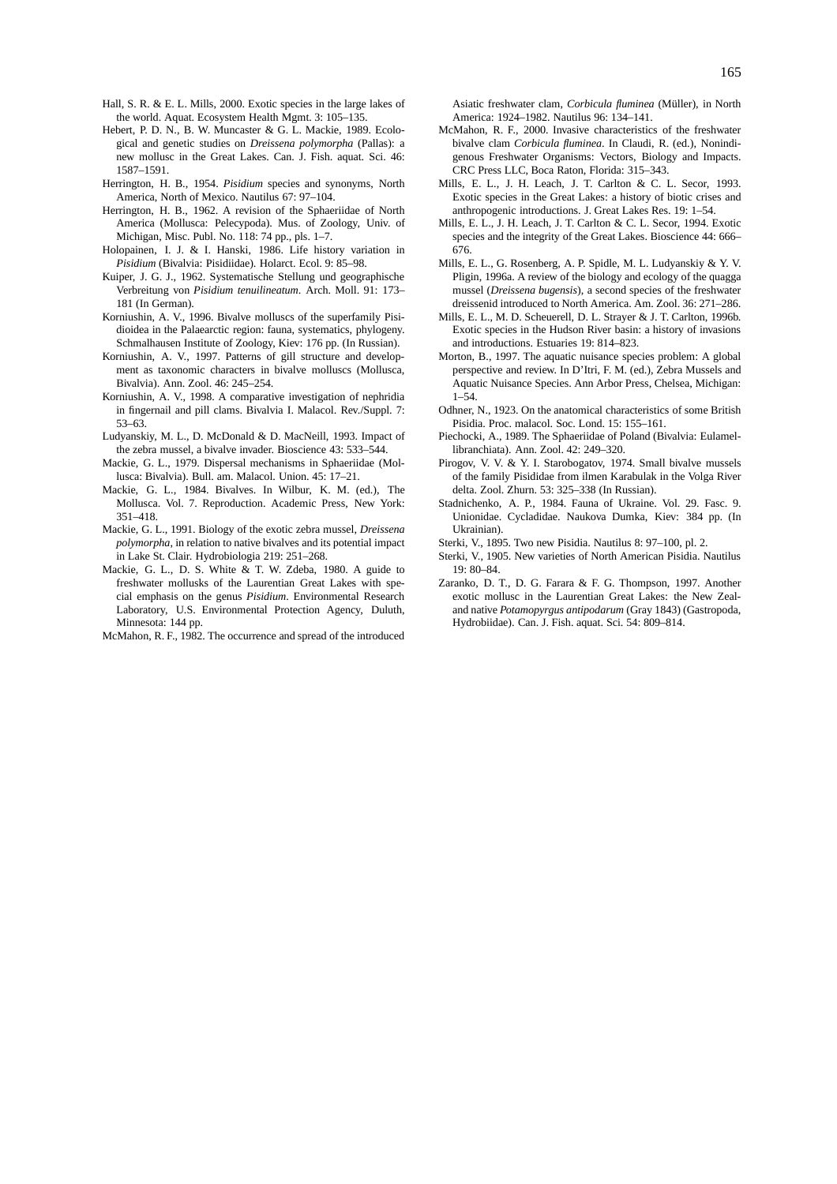Hall, S. R. & E. L. Mills, 2000. Exotic species in the large lakes of the world. Aquat. Ecosystem Health Mgmt. 3: 105–135.

Hebert, P. D. N., B. W. Muncaster & G. L. Mackie, 1989. Ecological and genetic studies on *Dreissena polymorpha* (Pallas): a new mollusc in the Great Lakes. Can. J. Fish. aquat. Sci. 46: 1587–1591.

Herrington, H. B., 1954. *Pisidium* species and synonyms, North America, North of Mexico. Nautilus 67: 97–104.

Herrington, H. B., 1962. A revision of the Sphaeriidae of North America (Mollusca: Pelecypoda). Mus. of Zoology, Univ. of Michigan, Misc. Publ. No. 118: 74 pp., pls. 1–7.

Holopainen, I. J. & I. Hanski, 1986. Life history variation in *Pisidium* (Bivalvia: Pisidiidae). Holarct. Ecol. 9: 85–98.

Kuiper, J. G. J., 1962. Systematische Stellung und geographische Verbreitung von *Pisidium tenuilineatum*. Arch. Moll. 91: 173–181 (In German).

Korniushin, A. V., 1996. Bivalve molluscs of the superfamily Pisidioidea in the Palaearctic region: fauna, systematics, phylogeny. Schmalhausen Institute of Zoology, Kiev: 176 pp. (In Russian).

Korniushin, A. V., 1997. Patterns of gill structure and development as taxonomic characters in bivalve molluscs (Mollusca, Bivalvia). Ann. Zool. 46: 245–254.

Korniushin, A. V., 1998. A comparative investigation of nephridia in fingernail and pill clams. Bivalvia I. Malacol. Rev./Suppl. 7: 53–63.

Ludyanskiy, M. L., D. McDonald & D. MacNeill, 1993. Impact of the zebra mussel, a bivalve invader. Bioscience 43: 533–544.

Mackie, G. L., 1979. Dispersal mechanisms in Sphaeriidae (Mollusca: Bivalvia). Bull. am. Malacol. Union. 45: 17–21.

Mackie, G. L., 1984. Bivalves. In Wilbur, K. M. (ed.), The Mollusca. Vol. 7. Reproduction. Academic Press, New York: 351–418.

Mackie, G. L., 1991. Biology of the exotic zebra mussel, *Dreissena polymorpha*, in relation to native bivalves and its potential impact in Lake St. Clair. Hydrobiologia 219: 251–268.

Mackie, G. L., D. S. White & T. W. Zdeba, 1980. A guide to freshwater mollusks of the Laurentian Great Lakes with special emphasis on the genus *Pisidium*. Environmental Research Laboratory, U.S. Environmental Protection Agency, Duluth, Minnesota: 144 pp.

McMahon, R. F., 1982. The occurrence and spread of the introduced Asiatic freshwater clam, *Corbicula fluminea* (Müller), in North America: 1924–1982. Nautilus 96: 134–141.

McMahon, R. F., 2000. Invasive characteristics of the freshwater bivalve clam *Corbicula fluminea*. In Claudi, R. (ed.), Nonindigenous Freshwater Organisms: Vectors, Biology and Impacts. CRC Press LLC, Boca Raton, Florida: 315–343.

Mills, E. L., J. H. Leach, J. T. Carlton & C. L. Secor, 1993. Exotic species in the Great Lakes: a history of biotic crises and anthropogenic introductions. J. Great Lakes Res. 19: 1–54.

Mills, E. L., J. H. Leach, J. T. Carlton & C. L. Secor, 1994. Exotic species and the integrity of the Great Lakes. Bioscience 44: 666–676.

Mills, E. L., G. Rosenberg, A. P. Spidle, M. L. Ludyanskiy & Y. V. Pligin, 1996a. A review of the biology and ecology of the quagga mussel (*Dreissena bugensis*), a second species of the freshwater dreissenid introduced to North America. Am. Zool. 36: 271–286.

Mills, E. L., M. D. Scheuerell, D. L. Strayer & J. T. Carlton, 1996b. Exotic species in the Hudson River basin: a history of invasions and introductions. Estuaries 19: 814–823.

Morton, B., 1997. The aquatic nuisance species problem: A global perspective and review. In D'Itri, F. M. (ed.), Zebra Mussels and Aquatic Nuisance Species. Ann Arbor Press, Chelsea, Michigan: 1–54.

Odhner, N., 1923. On the anatomical characteristics of some British Pisidia. Proc. malacol. Soc. Lond. 15: 155–161.

Piechocki, A., 1989. The Sphaeriidae of Poland (Bivalvia: Eulamellibranchiata). Ann. Zool. 42: 249–320.

Pirogov, V. V. & Y. I. Starobogatov, 1974. Small bivalve mussels of the family Pisididae from ilmen Karabulak in the Volga River delta. Zool. Zhurn. 53: 325–338 (In Russian).

Stadnichenko, A. P., 1984. Fauna of Ukraine. Vol. 29. Fasc. 9. Unionidae. Cycladidae. Naukova Dumka, Kiev: 384 pp. (In Ukrainian).

Sterki, V., 1895. Two new Pisidia. Nautilus 8: 97–100, pl. 2.

Sterki, V., 1905. New varieties of North American Pisidia. Nautilus 19: 80–84.

Zaranko, D. T., D. G. Farara & F. G. Thompson, 1997. Another exotic mollusc in the Laurentian Great Lakes: the New Zealand native *Potamopyrgus antipodarum* (Gray 1843) (Gastropoda, Hydrobiidae). Can. J. Fish. aquat. Sci. 54: 809–814.